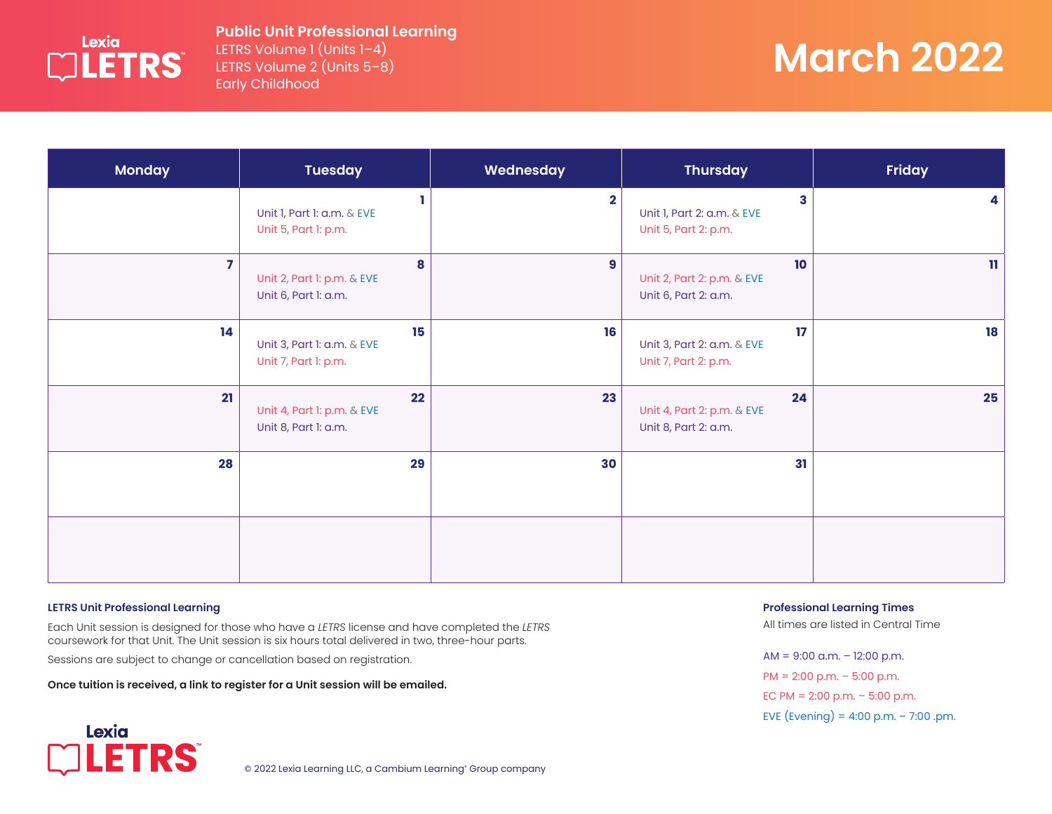Lexia LETRS

**Public Unit Professional Learning**
LETRS Volume 1 (Units 1–4)
LETRS Volume 2 (Units 5–8)
Early Childhood

# March 2022

| Monday | Tuesday | Wednesday | Thursday | Friday |
|---|---|---|---|---|
| | **1**<br>Unit 1, Part 1: a.m. & EVE<br>Unit 5, Part 1: p.m. | **2** | **3**<br>Unit 1, Part 2: a.m. & EVE<br>Unit 5, Part 2: p.m. | **4** |
| **7** | **8**<br>Unit 2, Part 1: p.m. & EVE<br>Unit 6, Part 1: a.m. | **9** | **10**<br>Unit 2, Part 2: p.m. & EVE<br>Unit 6, Part 2: a.m. | **11** |
| **14** | **15**<br>Unit 3, Part 1: a.m. & EVE<br>Unit 7, Part 1: p.m. | **16** | **17**<br>Unit 3, Part 2: a.m. & EVE<br>Unit 7, Part 2: p.m. | **18** |
| **21** | **22**<br>Unit 4, Part 1: p.m. & EVE<br>Unit 8, Part 1: a.m. | **23** | **24**<br>Unit 4, Part 2: p.m. & EVE<br>Unit 8, Part 2: a.m. | **25** |
| **28** | **29** | **30** | **31** | |
| | | | | |

**LETRS Unit Professional Learning**

Each Unit session is designed for those who have a *LETRS* license and have completed the *LETRS* coursework for that Unit. The Unit session is six hours total delivered in two, three-hour parts.

Sessions are subject to change or cancellation based on registration.

**Once tuition is received, a link to register for a Unit session will be emailed.**

**Professional Learning Times**

All times are listed in Central Time

AM = 9:00 a.m. – 12:00 p.m.

PM = 2:00 p.m. – 5:00 p.m.

EC PM = 2:00 p.m. – 5:00 p.m.

EVE (Evening) = 4:00 p.m. – 7:00 .pm.

Lexia LETRS

© 2022 Lexia Learning LLC, a Cambium Learning® Group company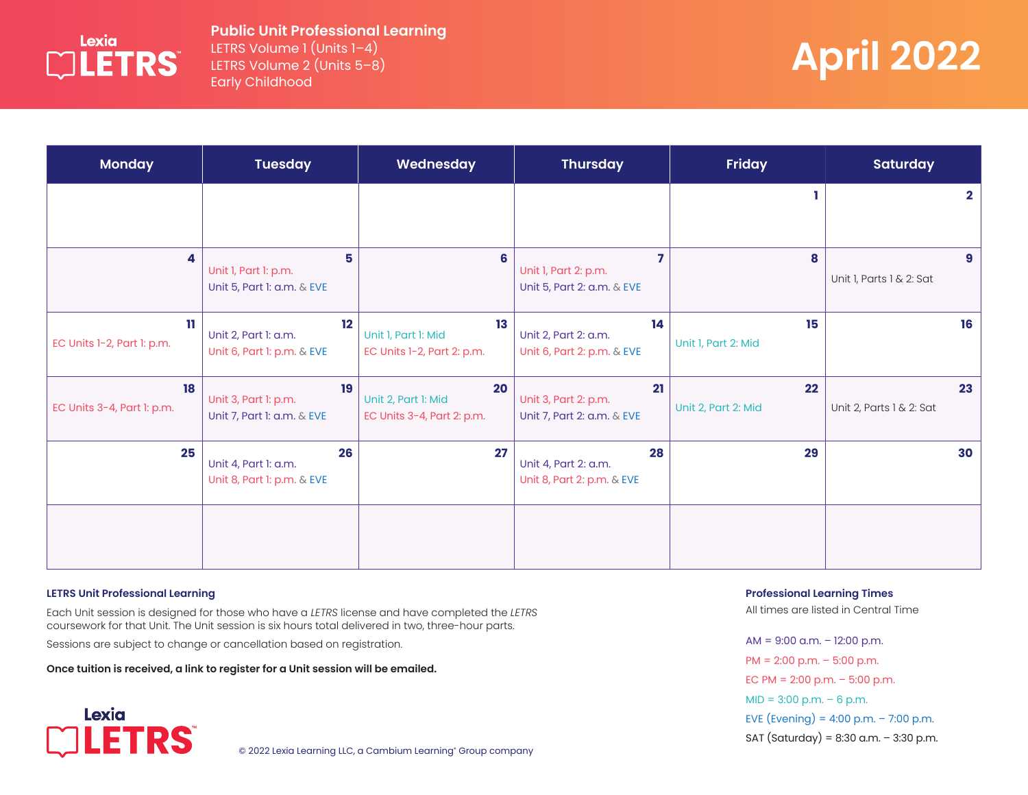# Public Unit Professional Learning

LETRS Volume 1 (Units 1–4)
LETRS Volume 2 (Units 5–8)
Early Childhood

# April 2022

| Monday | Tuesday | Wednesday | Thursday | Friday | Saturday |
|---|---|---|---|---|---|
| | | | | 1 | 2 |
| 4 | 5<br>Unit 1, Part 1: p.m.<br>Unit 5, Part 1: a.m. & EVE | 6 | 7<br>Unit 1, Part 2: p.m.<br>Unit 5, Part 2: a.m. & EVE | 8 | 9<br>Unit 1, Parts 1 & 2: Sat |
| 11<br>EC Units 1–2, Part 1: p.m. | 12<br>Unit 2, Part 1: a.m.<br>Unit 6, Part 1: p.m. & EVE | 13<br>Unit 1, Part 1: Mid<br>EC Units 1–2, Part 2: p.m. | 14<br>Unit 2, Part 2: a.m.<br>Unit 6, Part 2: p.m. & EVE | 15<br>Unit 1, Part 2: Mid | 16 |
| 18<br>EC Units 3–4, Part 1: p.m. | 19<br>Unit 3, Part 1: p.m.<br>Unit 7, Part 1: a.m. & EVE | 20<br>Unit 2, Part 1: Mid<br>EC Units 3–4, Part 2: p.m. | 21<br>Unit 3, Part 2: p.m.<br>Unit 7, Part 2: a.m. & EVE | 22<br>Unit 2, Part 2: Mid | 23<br>Unit 2, Parts 1 & 2: Sat |
| 25 | 26<br>Unit 4, Part 1: a.m.<br>Unit 8, Part 1: p.m. & EVE | 27 | 28<br>Unit 4, Part 2: a.m.<br>Unit 8, Part 2: p.m. & EVE | 29 | 30 |
| | | | | | |

**LETRS Unit Professional Learning**

Each Unit session is designed for those who have a *LETRS* license and have completed the *LETRS* coursework for that Unit. The Unit session is six hours total delivered in two, three-hour parts.

Sessions are subject to change or cancellation based on registration.

**Once tuition is received, a link to register for a Unit session will be emailed.**

**Professional Learning Times**

All times are listed in Central Time

AM = 9:00 a.m. – 12:00 p.m.
PM = 2:00 p.m. – 5:00 p.m.
EC PM = 2:00 p.m. – 5:00 p.m.
MID = 3:00 p.m. – 6 p.m.
EVE (Evening) = 4:00 p.m. – 7:00 p.m.
SAT (Saturday) = 8:30 a.m. – 3:30 p.m.

© 2022 Lexia Learning LLC, a Cambium Learning® Group company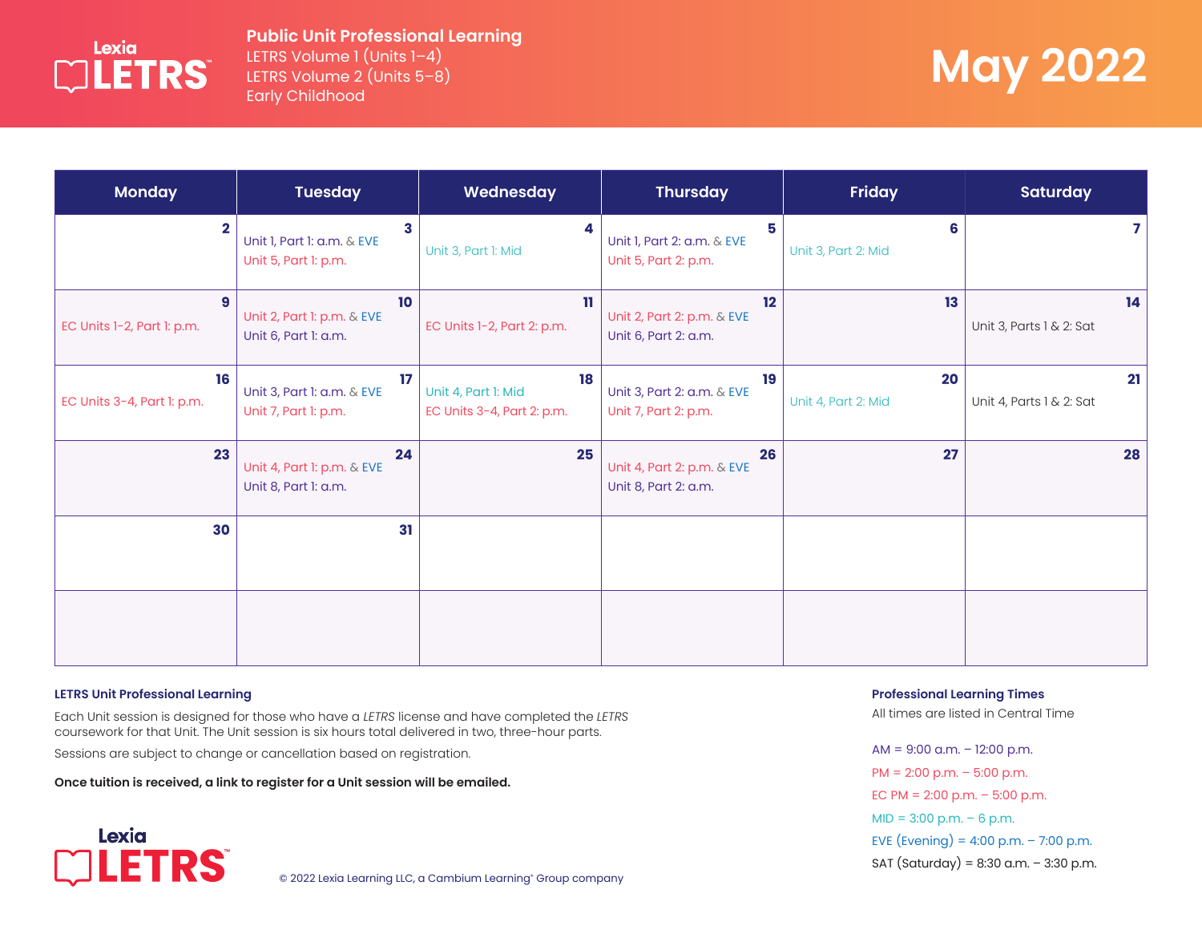# May 2022

**Public Unit Professional Learning**
LETRS Volume 1 (Units 1–4)
LETRS Volume 2 (Units 5–8)
Early Childhood

| Monday | Tuesday | Wednesday | Thursday | Friday | Saturday |
|---|---|---|---|---|---|
| 2 | 3<br>Unit 1, Part 1: a.m. & EVE<br>Unit 5, Part 1: p.m. | 4<br>Unit 3, Part 1: Mid | 5<br>Unit 1, Part 2: a.m. & EVE<br>Unit 5, Part 2: p.m. | 6<br>Unit 3, Part 2: Mid | 7 |
| 9<br>EC Units 1-2, Part 1: p.m. | 10<br>Unit 2, Part 1: p.m. & EVE<br>Unit 6, Part 1: a.m. | 11<br>EC Units 1-2, Part 2: p.m. | 12<br>Unit 2, Part 2: p.m. & EVE<br>Unit 6, Part 2: a.m. | 13 | 14<br>Unit 3, Parts 1 & 2: Sat |
| 16<br>EC Units 3-4, Part 1: p.m. | 17<br>Unit 3, Part 1: a.m. & EVE<br>Unit 7, Part 1: p.m. | 18<br>Unit 4, Part 1: Mid<br>EC Units 3-4, Part 2: p.m. | 19<br>Unit 3, Part 2: a.m. & EVE<br>Unit 7, Part 2: p.m. | 20<br>Unit 4, Part 2: Mid | 21<br>Unit 4, Parts 1 & 2: Sat |
| 23 | 24<br>Unit 4, Part 1: p.m. & EVE<br>Unit 8, Part 1: a.m. | 25 | 26<br>Unit 4, Part 2: p.m. & EVE<br>Unit 8, Part 2: a.m. | 27 | 28 |
| 30 | 31 | | | | |
| | | | | | |

**LETRS Unit Professional Learning**

Each Unit session is designed for those who have a *LETRS* license and have completed the *LETRS* coursework for that Unit. The Unit session is six hours total delivered in two, three-hour parts.

Sessions are subject to change or cancellation based on registration.

**Once tuition is received, a link to register for a Unit session will be emailed.**

**Professional Learning Times**

All times are listed in Central Time

AM = 9:00 a.m. – 12:00 p.m.
PM = 2:00 p.m. – 5:00 p.m.
EC PM = 2:00 p.m. – 5:00 p.m.
MID = 3:00 p.m. – 6 p.m.
EVE (Evening) = 4:00 p.m. – 7:00 p.m.
SAT (Saturday) = 8:30 a.m. – 3:30 p.m.

© 2022 Lexia Learning LLC, a Cambium Learning® Group company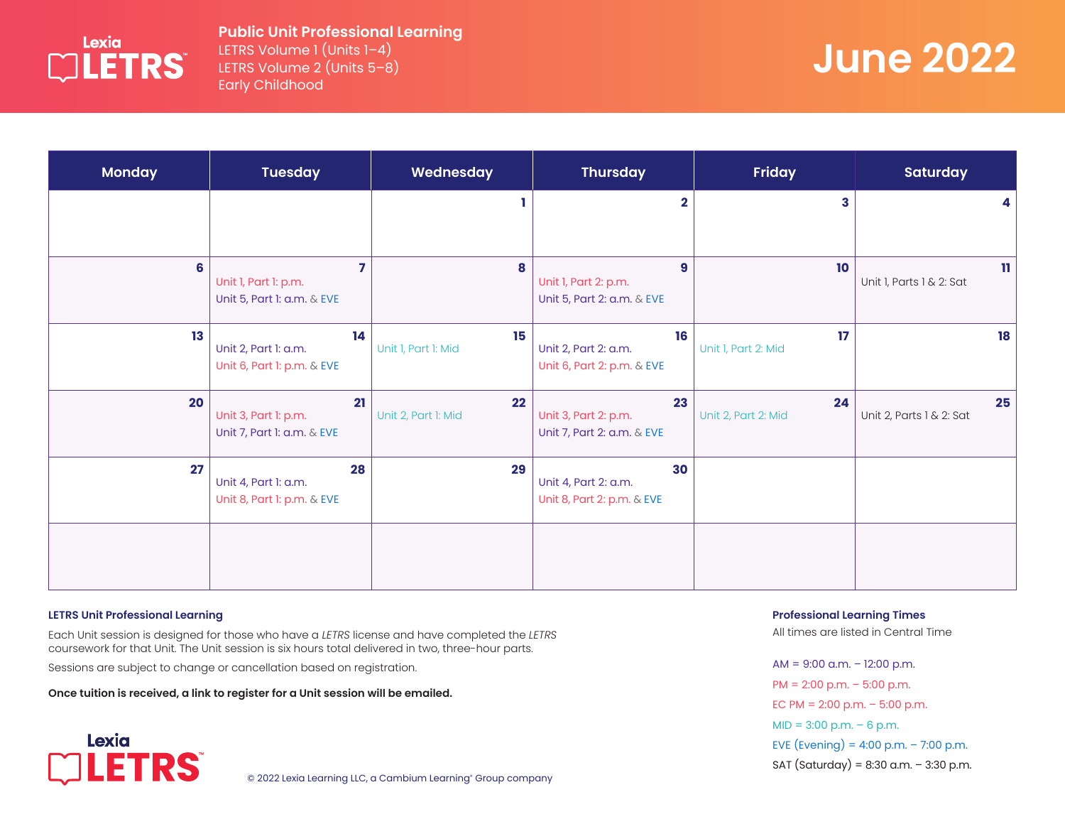# Public Unit Professional Learning

LETRS Volume 1 (Units 1–4)
LETRS Volume 2 (Units 5–8)
Early Childhood

# June 2022

| Monday | Tuesday | Wednesday | Thursday | Friday | Saturday |
|---|---|---|---|---|---|
| | | 1 | 2 | 3 | 4 |
| 6 | 7<br>Unit 1, Part 1: p.m.<br>Unit 5, Part 1: a.m. & EVE | 8 | 9<br>Unit 1, Part 2: p.m.<br>Unit 5, Part 2: a.m. & EVE | 10 | 11<br>Unit 1, Parts 1 & 2: Sat |
| 13 | 14<br>Unit 2, Part 1: a.m.<br>Unit 6, Part 1: p.m. & EVE | 15<br>Unit 1, Part 1: Mid | 16<br>Unit 2, Part 2: a.m.<br>Unit 6, Part 2: p.m. & EVE | 17<br>Unit 1, Part 2: Mid | 18 |
| 20 | 21<br>Unit 3, Part 1: p.m.<br>Unit 7, Part 1: a.m. & EVE | 22<br>Unit 2, Part 1: Mid | 23<br>Unit 3, Part 2: p.m.<br>Unit 7, Part 2: a.m. & EVE | 24<br>Unit 2, Part 2: Mid | 25<br>Unit 2, Parts 1 & 2: Sat |
| 27 | 28<br>Unit 4, Part 1: a.m.<br>Unit 8, Part 1: p.m. & EVE | 29 | 30<br>Unit 4, Part 2: a.m.<br>Unit 8, Part 2: p.m. & EVE | | |
| | | | | | |

**LETRS Unit Professional Learning**

Each Unit session is designed for those who have a *LETRS* license and have completed the *LETRS* coursework for that Unit. The Unit session is six hours total delivered in two, three-hour parts.

Sessions are subject to change or cancellation based on registration.

**Once tuition is received, a link to register for a Unit session will be emailed.**

**Professional Learning Times**

All times are listed in Central Time

AM = 9:00 a.m. – 12:00 p.m.
PM = 2:00 p.m. – 5:00 p.m.
EC PM = 2:00 p.m. – 5:00 p.m.
MID = 3:00 p.m. – 6 p.m.
EVE (Evening) = 4:00 p.m. – 7:00 p.m.
SAT (Saturday) = 8:30 a.m. – 3:30 p.m.

© 2022 Lexia Learning LLC, a Cambium Learning® Group company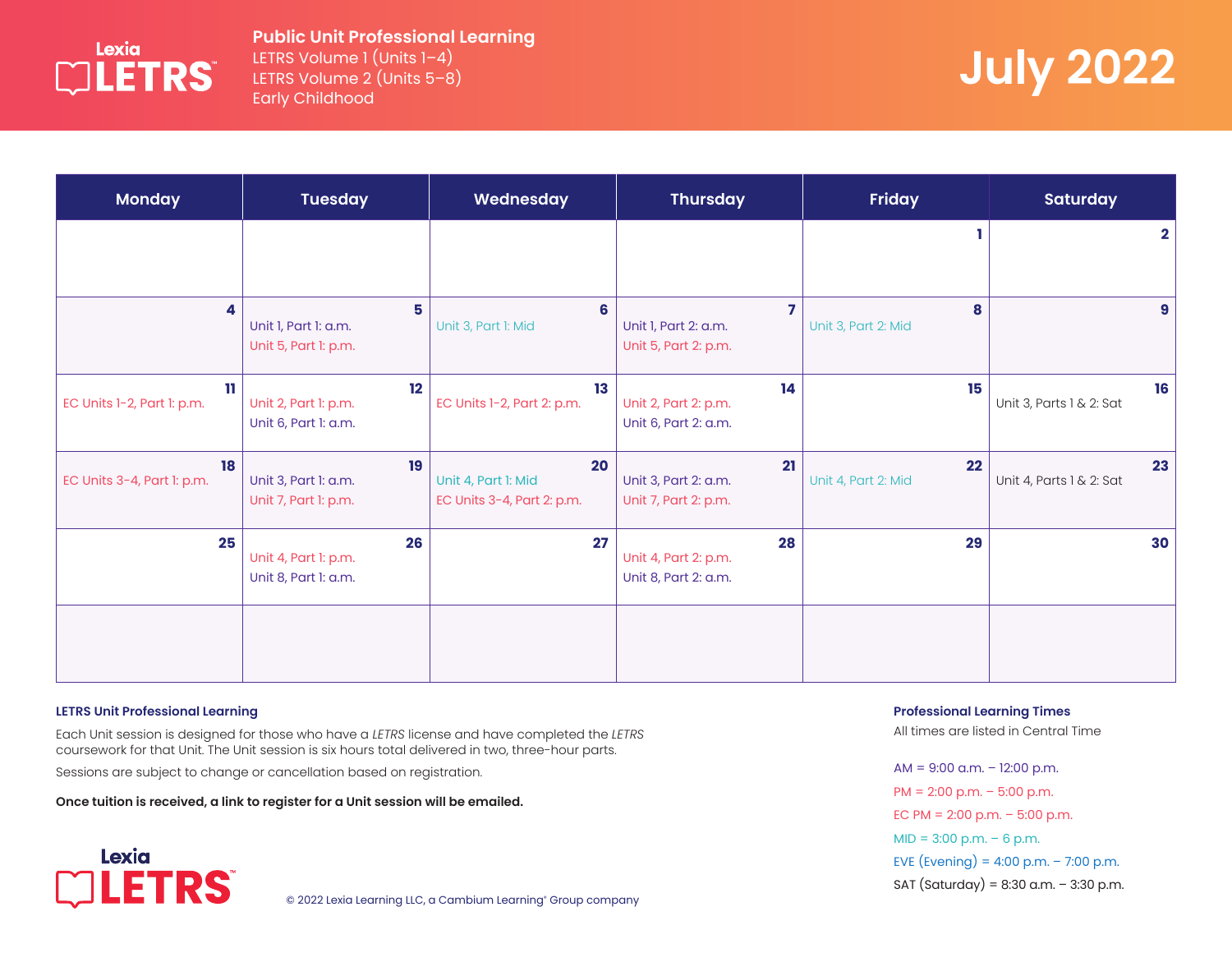Lexia LETRS

**Public Unit Professional Learning**
LETRS Volume 1 (Units 1–4)
LETRS Volume 2 (Units 5–8)
Early Childhood

# July 2022

| Monday | Tuesday | Wednesday | Thursday | Friday | Saturday |
|---|---|---|---|---|---|
| | | | | 1 | 2 |
| 4 | 5<br>Unit 1, Part 1: a.m.<br>Unit 5, Part 1: p.m. | 6<br>Unit 3, Part 1: Mid | 7<br>Unit 1, Part 2: a.m.<br>Unit 5, Part 2: p.m. | 8<br>Unit 3, Part 2: Mid | 9 |
| 11<br>EC Units 1–2, Part 1: p.m. | 12<br>Unit 2, Part 1: p.m.<br>Unit 6, Part 1: a.m. | 13<br>EC Units 1–2, Part 2: p.m. | 14<br>Unit 2, Part 2: p.m.<br>Unit 6, Part 2: a.m. | 15 | 16<br>Unit 3, Parts 1 & 2: Sat |
| 18<br>EC Units 3–4, Part 1: p.m. | 19<br>Unit 3, Part 1: a.m.<br>Unit 7, Part 1: p.m. | 20<br>Unit 4, Part 1: Mid<br>EC Units 3–4, Part 2: p.m. | 21<br>Unit 3, Part 2: a.m.<br>Unit 7, Part 2: p.m. | 22<br>Unit 4, Part 2: Mid | 23<br>Unit 4, Parts 1 & 2: Sat |
| 25 | 26<br>Unit 4, Part 1: p.m.<br>Unit 8, Part 1: a.m. | 27 | 28<br>Unit 4, Part 2: p.m.<br>Unit 8, Part 2: a.m. | 29 | 30 |
| | | | | | |

**LETRS Unit Professional Learning**

Each Unit session is designed for those who have a *LETRS* license and have completed the *LETRS* coursework for that Unit. The Unit session is six hours total delivered in two, three-hour parts.

Sessions are subject to change or cancellation based on registration.

**Once tuition is received, a link to register for a Unit session will be emailed.**

**Professional Learning Times**

All times are listed in Central Time

AM = 9:00 a.m. – 12:00 p.m.
PM = 2:00 p.m. – 5:00 p.m.
EC PM = 2:00 p.m. – 5:00 p.m.
MID = 3:00 p.m. – 6 p.m.
EVE (Evening) = 4:00 p.m. – 7:00 p.m.
SAT (Saturday) = 8:30 a.m. – 3:30 p.m.

Lexia LETRS

© 2022 Lexia Learning LLC, a Cambium Learning® Group company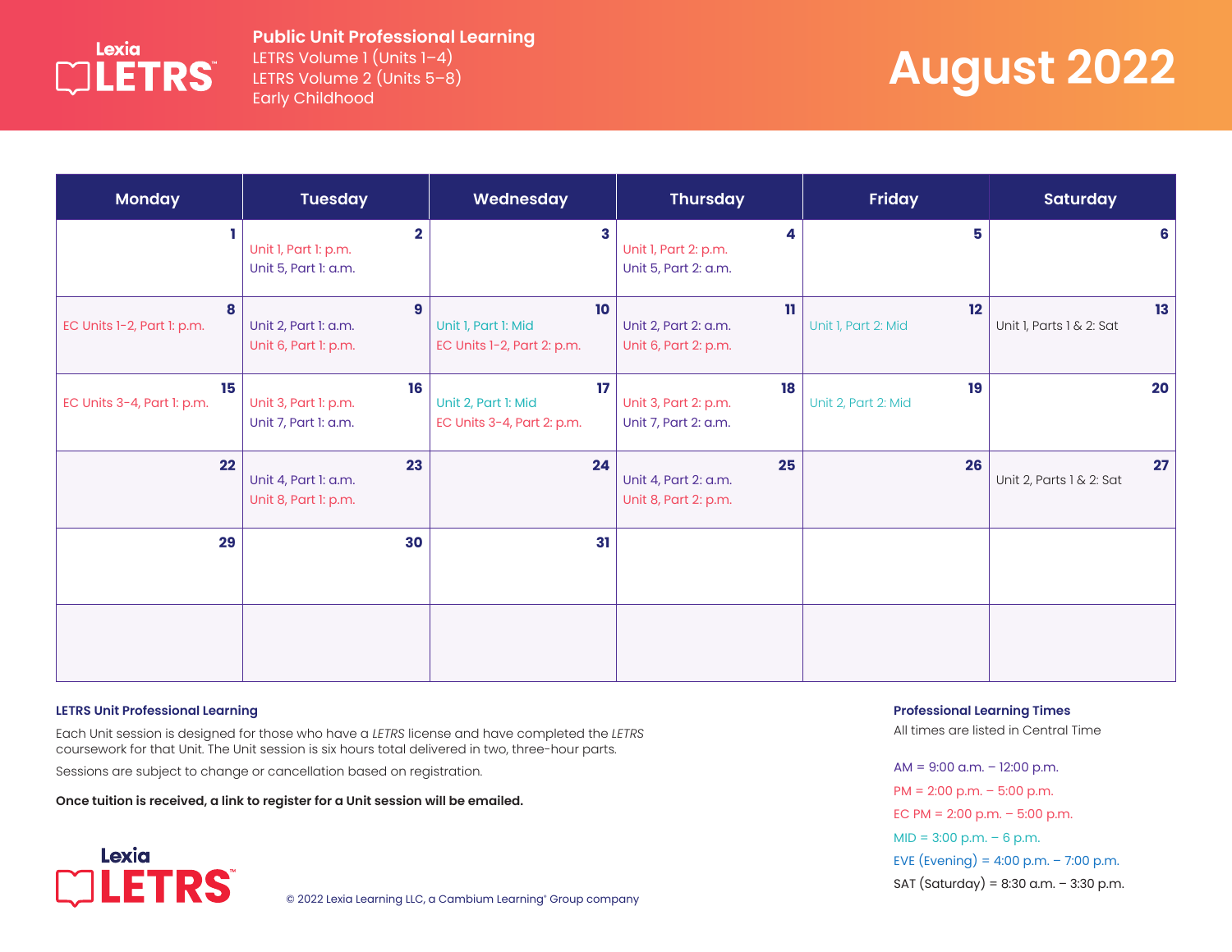# Public Unit Professional Learning

LETRS Volume 1 (Units 1–4)
LETRS Volume 2 (Units 5–8)
Early Childhood

# August 2022

| Monday | Tuesday | Wednesday | Thursday | Friday | Saturday |
|---|---|---|---|---|---|
| 1 | 2<br>Unit 1, Part 1: p.m.<br>Unit 5, Part 1: a.m. | 3 | 4<br>Unit 1, Part 2: p.m.<br>Unit 5, Part 2: a.m. | 5 | 6 |
| 8<br>EC Units 1-2, Part 1: p.m. | 9<br>Unit 2, Part 1: a.m.<br>Unit 6, Part 1: p.m. | 10<br>Unit 1, Part 1: Mid<br>EC Units 1-2, Part 2: p.m. | 11<br>Unit 2, Part 2: a.m.<br>Unit 6, Part 2: p.m. | 12<br>Unit 1, Part 2: Mid | 13<br>Unit 1, Parts 1 & 2: Sat |
| 15<br>EC Units 3-4, Part 1: p.m. | 16<br>Unit 3, Part 1: p.m.<br>Unit 7, Part 1: a.m. | 17<br>Unit 2, Part 1: Mid<br>EC Units 3-4, Part 2: p.m. | 18<br>Unit 3, Part 2: p.m.<br>Unit 7, Part 2: a.m. | 19<br>Unit 2, Part 2: Mid | 20 |
| 22 | 23<br>Unit 4, Part 1: a.m.<br>Unit 8, Part 1: p.m. | 24 | 25<br>Unit 4, Part 2: a.m.<br>Unit 8, Part 2: p.m. | 26 | 27<br>Unit 2, Parts 1 & 2: Sat |
| 29 | 30 | 31 | | | |
| | | | | | |

### LETRS Unit Professional Learning

Each Unit session is designed for those who have a *LETRS* license and have completed the *LETRS* coursework for that Unit. The Unit session is six hours total delivered in two, three-hour parts.

Sessions are subject to change or cancellation based on registration.

**Once tuition is received, a link to register for a Unit session will be emailed.**

### Professional Learning Times

All times are listed in Central Time

AM = 9:00 a.m. – 12:00 p.m.
PM = 2:00 p.m. – 5:00 p.m.
EC PM = 2:00 p.m. – 5:00 p.m.
MID = 3:00 p.m. – 6 p.m.
EVE (Evening) = 4:00 p.m. – 7:00 p.m.
SAT (Saturday) = 8:30 a.m. – 3:30 p.m.

© 2022 Lexia Learning LLC, a Cambium Learning® Group company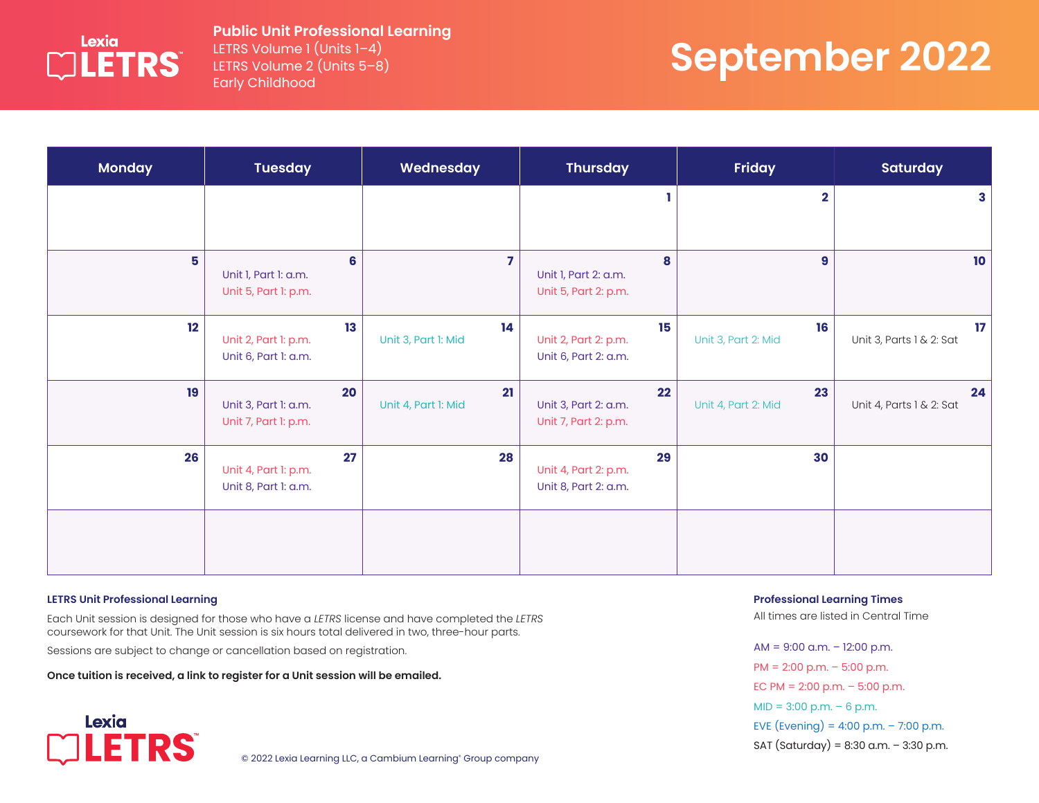# Public Unit Professional Learning

LETRS Volume 1 (Units 1–4)
LETRS Volume 2 (Units 5–8)
Early Childhood

# September 2022

| Monday | Tuesday | Wednesday | Thursday | Friday | Saturday |
|---|---|---|---|---|---|
| | | | 1 | 2 | 3 |
| 5 | 6<br>Unit 1, Part 1: a.m.<br>Unit 5, Part 1: p.m. | 7 | 8<br>Unit 1, Part 2: a.m.<br>Unit 5, Part 2: p.m. | 9 | 10 |
| 12 | 13<br>Unit 2, Part 1: p.m.<br>Unit 6, Part 1: a.m. | 14<br>Unit 3, Part 1: Mid | 15<br>Unit 2, Part 2: p.m.<br>Unit 6, Part 2: a.m. | 16<br>Unit 3, Part 2: Mid | 17<br>Unit 3, Parts 1 & 2: Sat |
| 19 | 20<br>Unit 3, Part 1: a.m.<br>Unit 7, Part 1: p.m. | 21<br>Unit 4, Part 1: Mid | 22<br>Unit 3, Part 2: a.m.<br>Unit 7, Part 2: p.m. | 23<br>Unit 4, Part 2: Mid | 24<br>Unit 4, Parts 1 & 2: Sat |
| 26 | 27<br>Unit 4, Part 1: p.m.<br>Unit 8, Part 1: a.m. | 28 | 29<br>Unit 4, Part 2: p.m.<br>Unit 8, Part 2: a.m. | 30 | |
| | | | | | |

### LETRS Unit Professional Learning

Each Unit session is designed for those who have a *LETRS* license and have completed the *LETRS* coursework for that Unit. The Unit session is six hours total delivered in two, three-hour parts.

Sessions are subject to change or cancellation based on registration.

**Once tuition is received, a link to register for a Unit session will be emailed.**

### Professional Learning Times

All times are listed in Central Time

AM = 9:00 a.m. – 12:00 p.m.
PM = 2:00 p.m. – 5:00 p.m.
EC PM = 2:00 p.m. – 5:00 p.m.
MID = 3:00 p.m. – 6 p.m.
EVE (Evening) = 4:00 p.m. – 7:00 p.m.
SAT (Saturday) = 8:30 a.m. – 3:30 p.m.

© 2022 Lexia Learning LLC, a Cambium Learning® Group company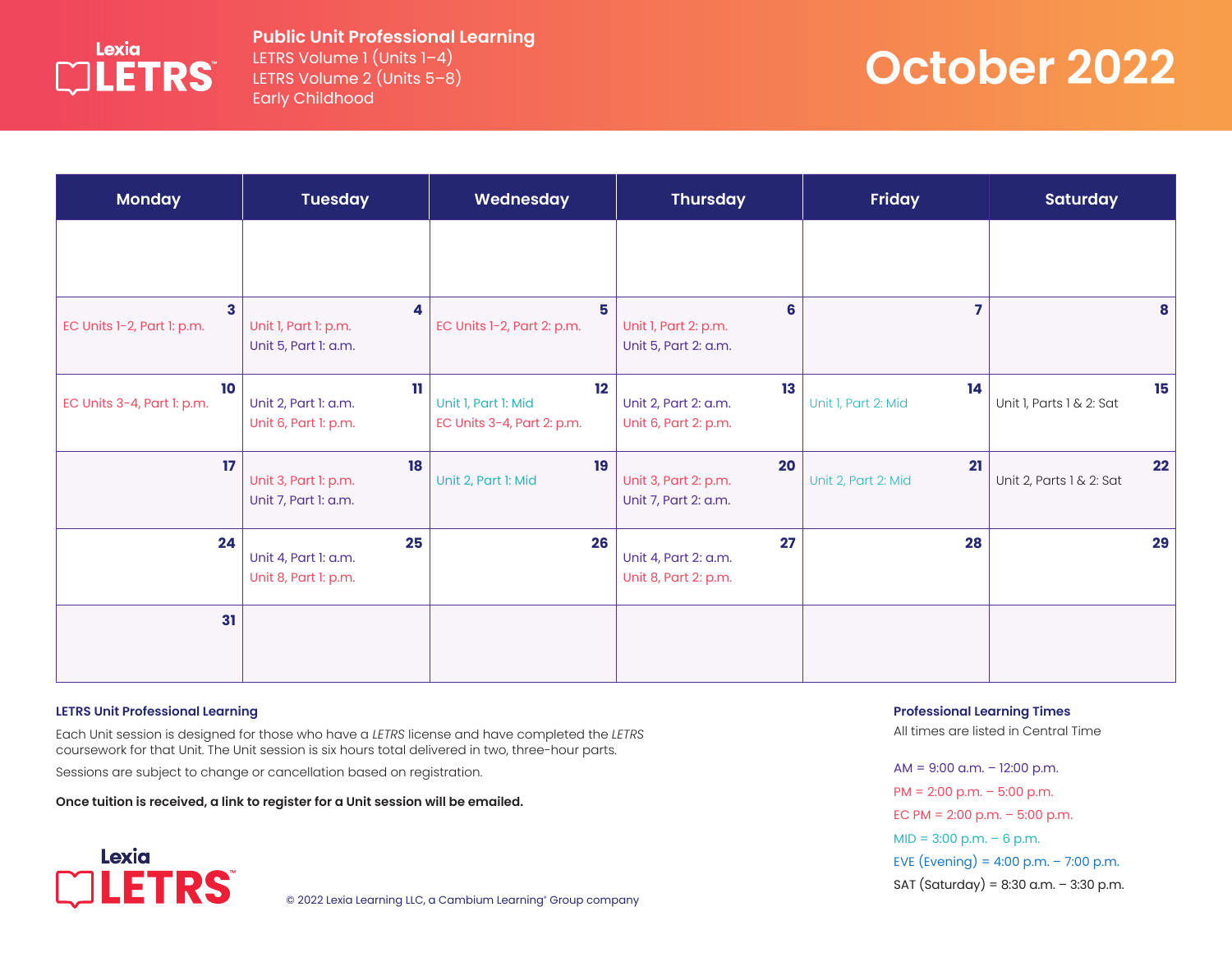# Lexia LETRS

**Public Unit Professional Learning**
LETRS Volume 1 (Units 1–4)
LETRS Volume 2 (Units 5–8)
Early Childhood

# October 2022

| Monday | Tuesday | Wednesday | Thursday | Friday | Saturday |
|---|---|---|---|---|---|
| | | | | | |
| **3** EC Units 1-2, Part 1: p.m. | **4** Unit 1, Part 1: p.m. Unit 5, Part 1: a.m. | **5** EC Units 1-2, Part 2: p.m. | **6** Unit 1, Part 2: p.m. Unit 5, Part 2: a.m. | **7** | **8** |
| **10** EC Units 3-4, Part 1: p.m. | **11** Unit 2, Part 1: a.m. Unit 6, Part 1: p.m. | **12** Unit 1, Part 1: Mid EC Units 3-4, Part 2: p.m. | **13** Unit 2, Part 2: a.m. Unit 6, Part 2: p.m. | **14** Unit 1, Part 2: Mid | **15** Unit 1, Parts 1 & 2: Sat |
| **17** | **18** Unit 3, Part 1: p.m. Unit 7, Part 1: a.m. | **19** Unit 2, Part 1: Mid | **20** Unit 3, Part 2: p.m. Unit 7, Part 2: a.m. | **21** Unit 2, Part 2: Mid | **22** Unit 2, Parts 1 & 2: Sat |
| **24** | **25** Unit 4, Part 1: a.m. Unit 8, Part 1: p.m. | **26** | **27** Unit 4, Part 2: a.m. Unit 8, Part 2: p.m. | **28** | **29** |
| **31** | | | | | |

**LETRS Unit Professional Learning**

Each Unit session is designed for those who have a *LETRS* license and have completed the *LETRS* coursework for that Unit. The Unit session is six hours total delivered in two, three-hour parts.

Sessions are subject to change or cancellation based on registration.

**Once tuition is received, a link to register for a Unit session will be emailed.**

**Professional Learning Times**

All times are listed in Central Time

AM = 9:00 a.m. – 12:00 p.m.

PM = 2:00 p.m. – 5:00 p.m.

EC PM = 2:00 p.m. – 5:00 p.m.

MID = 3:00 p.m. – 6 p.m.

EVE (Evening) = 4:00 p.m. – 7:00 p.m.

SAT (Saturday) = 8:30 a.m. – 3:30 p.m.

Lexia LETRS

© 2022 Lexia Learning LLC, a Cambium Learning® Group company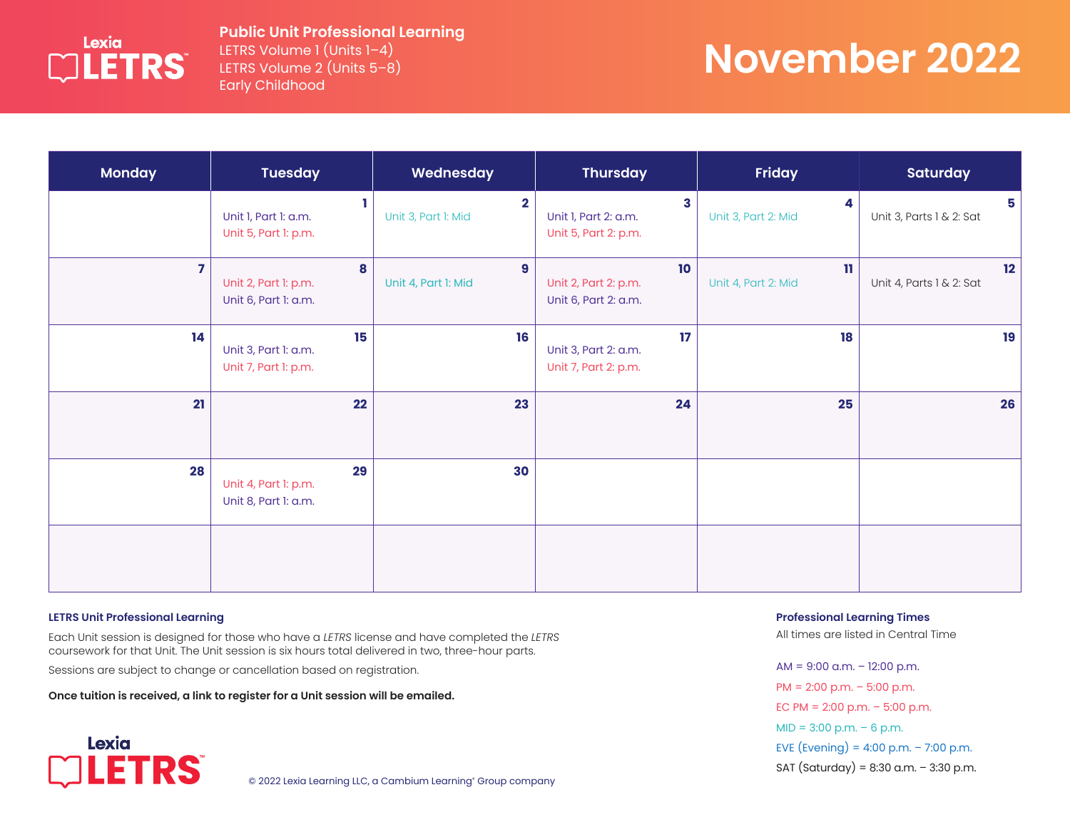**Lexia LETRS**

**Public Unit Professional Learning**
LETRS Volume 1 (Units 1–4)
LETRS Volume 2 (Units 5–8)
Early Childhood

# November 2022

| Monday | Tuesday | Wednesday | Thursday | Friday | Saturday |
|---|---|---|---|---|---|
| | **1** Unit 1, Part 1: a.m. Unit 5, Part 1: p.m. | **2** Unit 3, Part 1: Mid | **3** Unit 1, Part 2: a.m. Unit 5, Part 2: p.m. | **4** Unit 3, Part 2: Mid | **5** Unit 3, Parts 1 & 2: Sat |
| **7** | **8** Unit 2, Part 1: p.m. Unit 6, Part 1: a.m. | **9** Unit 4, Part 1: Mid | **10** Unit 2, Part 2: p.m. Unit 6, Part 2: a.m. | **11** Unit 4, Part 2: Mid | **12** Unit 4, Parts 1 & 2: Sat |
| **14** | **15** Unit 3, Part 1: a.m. Unit 7, Part 1: p.m. | **16** | **17** Unit 3, Part 2: a.m. Unit 7, Part 2: p.m. | **18** | **19** |
| **21** | **22** | **23** | **24** | **25** | **26** |
| **28** | **29** Unit 4, Part 1: p.m. Unit 8, Part 1: a.m. | **30** | | | |
| | | | | | |

### LETRS Unit Professional Learning

Each Unit session is designed for those who have a *LETRS* license and have completed the *LETRS* coursework for that Unit. The Unit session is six hours total delivered in two, three-hour parts.

Sessions are subject to change or cancellation based on registration.

**Once tuition is received, a link to register for a Unit session will be emailed.**

### Professional Learning Times

All times are listed in Central Time

AM = 9:00 a.m. – 12:00 p.m.
PM = 2:00 p.m. – 5:00 p.m.
EC PM = 2:00 p.m. – 5:00 p.m.
MID = 3:00 p.m. – 6 p.m.
EVE (Evening) = 4:00 p.m. – 7:00 p.m.
SAT (Saturday) = 8:30 a.m. – 3:30 p.m.

**Lexia LETRS**

© 2022 Lexia Learning LLC, a Cambium Learning® Group company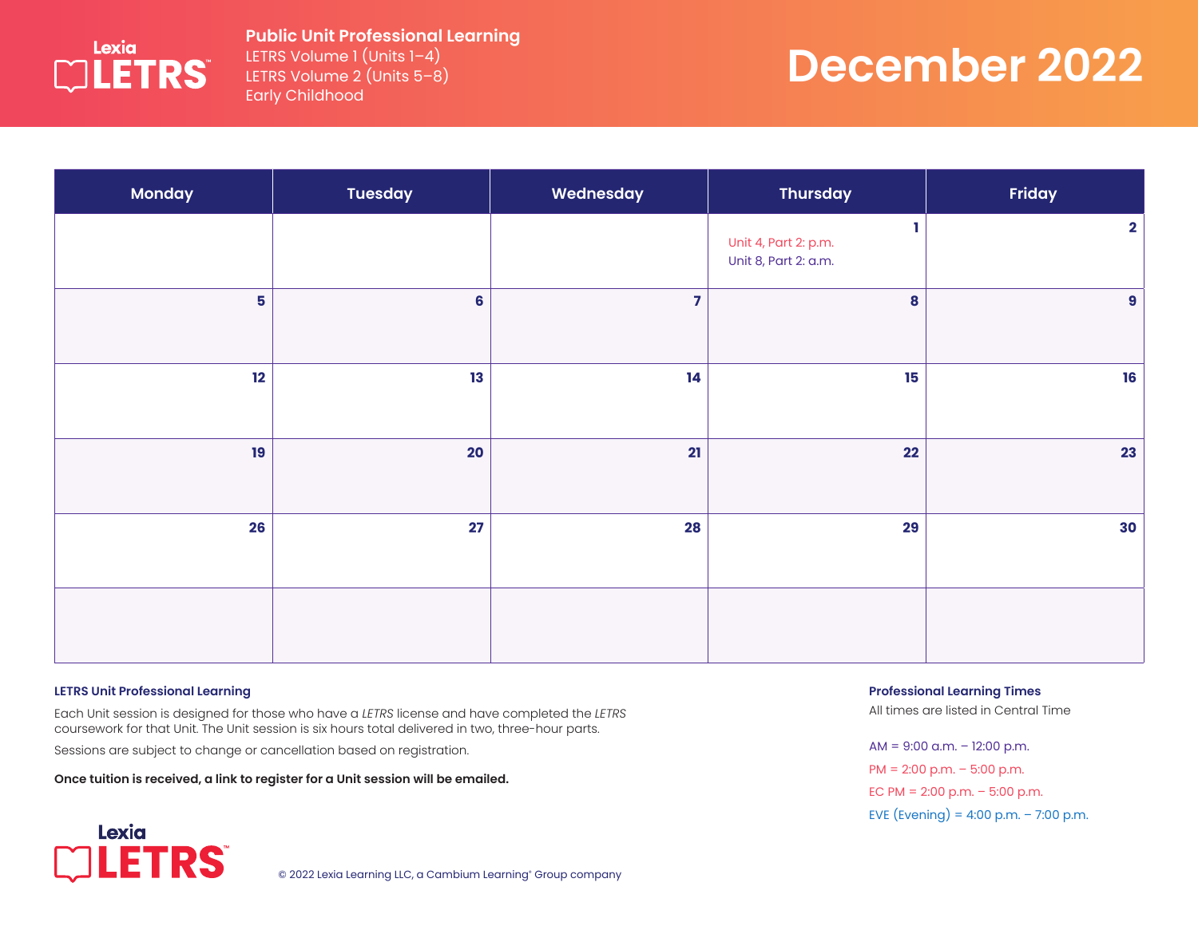Lexia LETRS

**Public Unit Professional Learning**
LETRS Volume 1 (Units 1–4)
LETRS Volume 2 (Units 5–8)
Early Childhood

# December 2022

| Monday | Tuesday | Wednesday | Thursday | Friday |
| --- | --- | --- | --- | --- |
| | | | 1<br>Unit 4, Part 2: p.m.<br>Unit 8, Part 2: a.m. | 2 |
| 5 | 6 | 7 | 8 | 9 |
| 12 | 13 | 14 | 15 | 16 |
| 19 | 20 | 21 | 22 | 23 |
| 26 | 27 | 28 | 29 | 30 |
| | | | | |

**LETRS Unit Professional Learning**

Each Unit session is designed for those who have a *LETRS* license and have completed the *LETRS* coursework for that Unit. The Unit session is six hours total delivered in two, three-hour parts.

Sessions are subject to change or cancellation based on registration.

**Once tuition is received, a link to register for a Unit session will be emailed.**

**Professional Learning Times**

All times are listed in Central Time

AM = 9:00 a.m. – 12:00 p.m.

PM = 2:00 p.m. – 5:00 p.m.

EC PM = 2:00 p.m. – 5:00 p.m.

EVE (Evening) = 4:00 p.m. – 7:00 p.m.

Lexia LETRS

© 2022 Lexia Learning LLC, a Cambium Learning® Group company